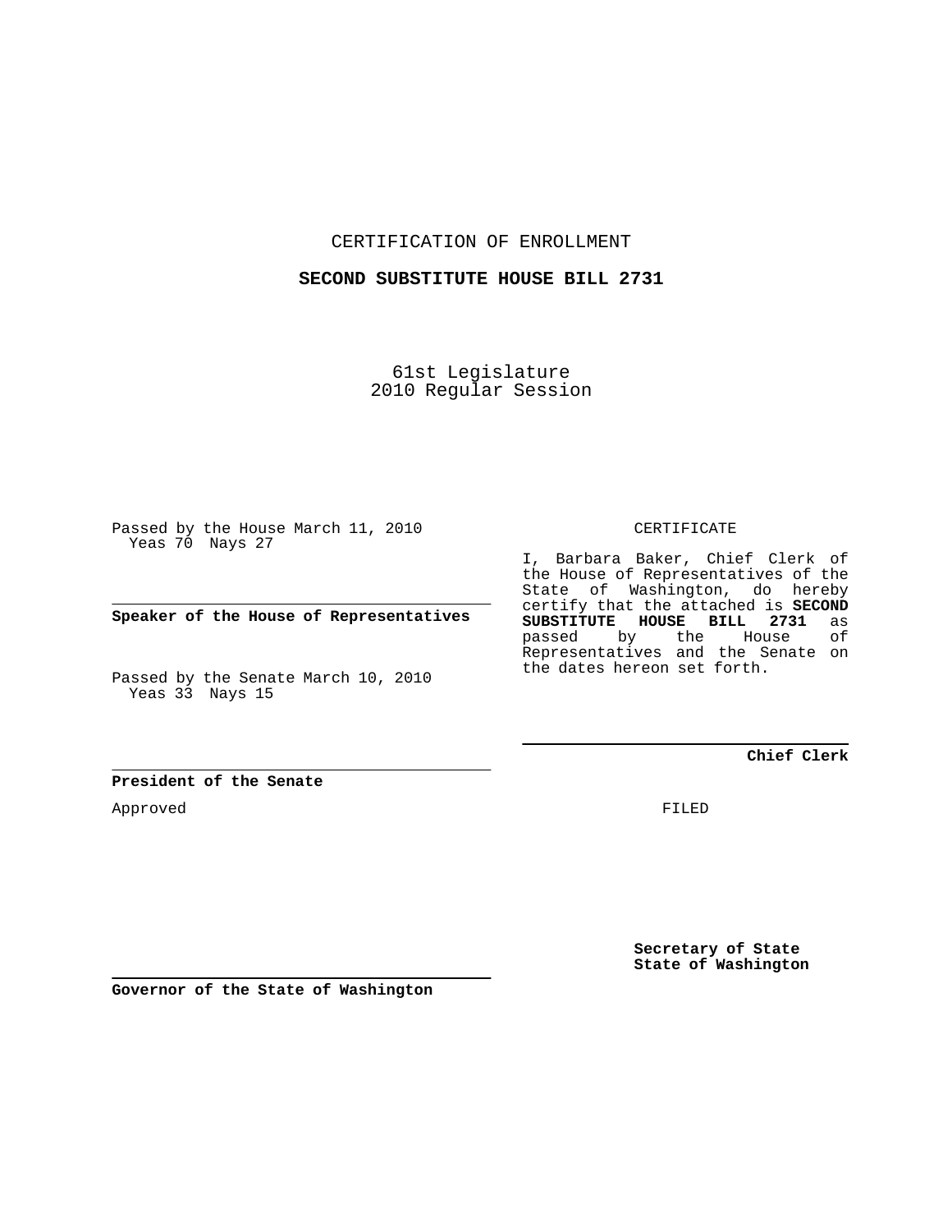CERTIFICATION OF ENROLLMENT

**SECOND SUBSTITUTE HOUSE BILL 2731**

61st Legislature
2010 Regular Session

Passed by the House March 11, 2010
Yeas 70 Nays 27

**Speaker of the House of Representatives**

Passed by the Senate March 10, 2010
Yeas 33 Nays 15

**President of the Senate**

Approved

**Governor of the State of Washington**

CERTIFICATE

I, Barbara Baker, Chief Clerk of the House of Representatives of the State of Washington, do hereby certify that the attached is **SECOND SUBSTITUTE HOUSE BILL 2731** as passed by the House of Representatives and the Senate on the dates hereon set forth.

**Chief Clerk**

FILED

**Secretary of State**
**State of Washington**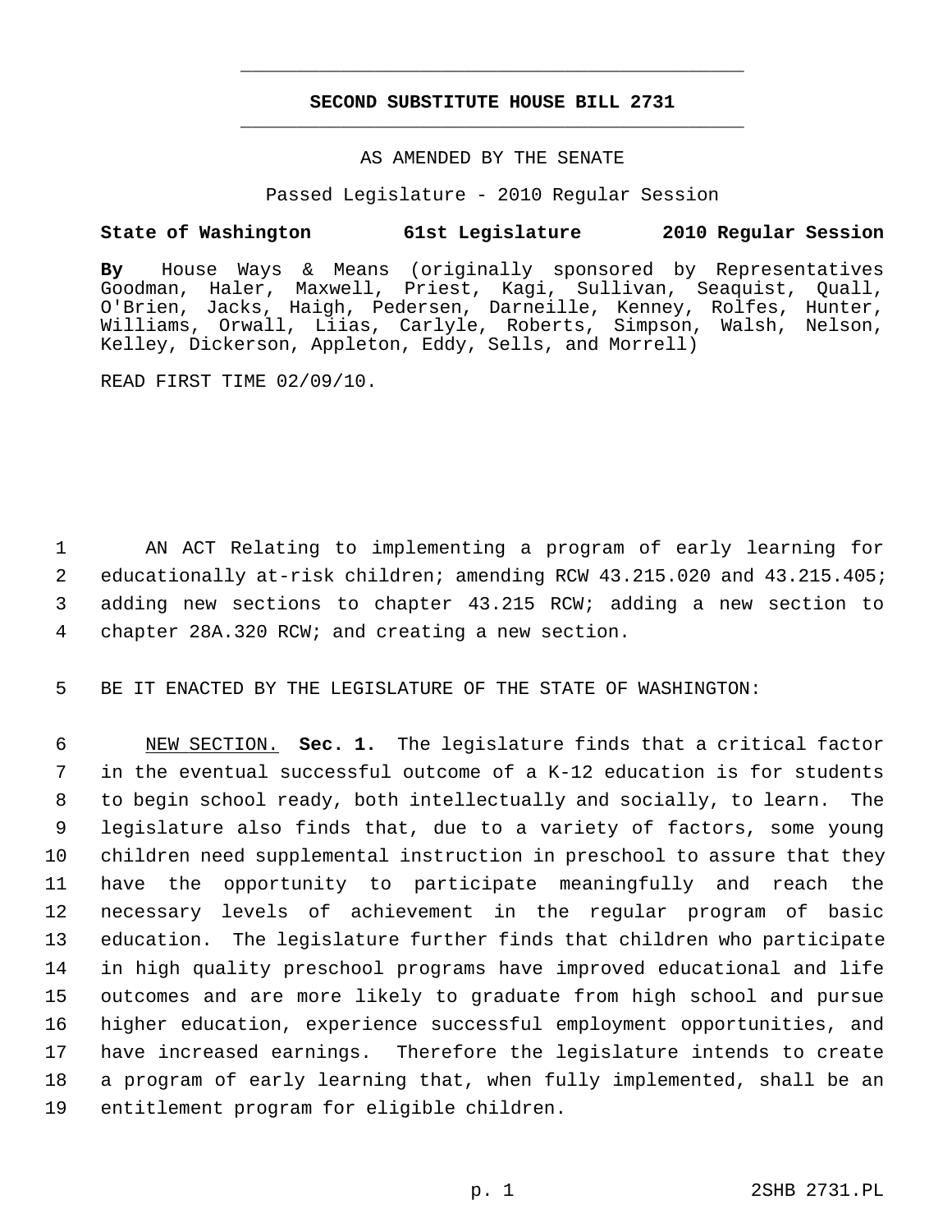# SECOND SUBSTITUTE HOUSE BILL 2731

AS AMENDED BY THE SENATE

Passed Legislature - 2010 Regular Session

**State of Washington 61st Legislature 2010 Regular Session**

**By** House Ways & Means (originally sponsored by Representatives Goodman, Haler, Maxwell, Priest, Kagi, Sullivan, Seaquist, Quall, O'Brien, Jacks, Haigh, Pedersen, Darneille, Kenney, Rolfes, Hunter, Williams, Orwall, Liias, Carlyle, Roberts, Simpson, Walsh, Nelson, Kelley, Dickerson, Appleton, Eddy, Sells, and Morrell)

READ FIRST TIME 02/09/10.

1 AN ACT Relating to implementing a program of early learning for
2 educationally at-risk children; amending RCW 43.215.020 and 43.215.405;
3 adding new sections to chapter 43.215 RCW; adding a new section to
4 chapter 28A.320 RCW; and creating a new section.

5 BE IT ENACTED BY THE LEGISLATURE OF THE STATE OF WASHINGTON:

6 NEW SECTION. **Sec. 1.** The legislature finds that a critical factor
7 in the eventual successful outcome of a K-12 education is for students
8 to begin school ready, both intellectually and socially, to learn. The
9 legislature also finds that, due to a variety of factors, some young
10 children need supplemental instruction in preschool to assure that they
11 have the opportunity to participate meaningfully and reach the
12 necessary levels of achievement in the regular program of basic
13 education. The legislature further finds that children who participate
14 in high quality preschool programs have improved educational and life
15 outcomes and are more likely to graduate from high school and pursue
16 higher education, experience successful employment opportunities, and
17 have increased earnings. Therefore the legislature intends to create
18 a program of early learning that, when fully implemented, shall be an
19 entitlement program for eligible children.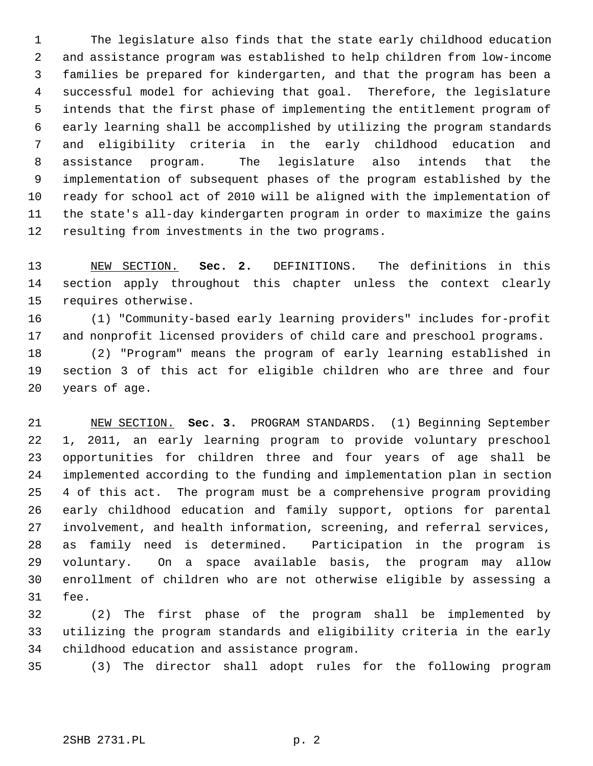The legislature also finds that the state early childhood education and assistance program was established to help children from low-income families be prepared for kindergarten, and that the program has been a successful model for achieving that goal. Therefore, the legislature intends that the first phase of implementing the entitlement program of early learning shall be accomplished by utilizing the program standards and eligibility criteria in the early childhood education and assistance program. The legislature also intends that the implementation of subsequent phases of the program established by the ready for school act of 2010 will be aligned with the implementation of the state's all-day kindergarten program in order to maximize the gains resulting from investments in the two programs.

NEW SECTION. **Sec. 2.** DEFINITIONS. The definitions in this section apply throughout this chapter unless the context clearly requires otherwise.

(1) "Community-based early learning providers" includes for-profit and nonprofit licensed providers of child care and preschool programs.

(2) "Program" means the program of early learning established in section 3 of this act for eligible children who are three and four years of age.

NEW SECTION. **Sec. 3.** PROGRAM STANDARDS. (1) Beginning September 1, 2011, an early learning program to provide voluntary preschool opportunities for children three and four years of age shall be implemented according to the funding and implementation plan in section 4 of this act. The program must be a comprehensive program providing early childhood education and family support, options for parental involvement, and health information, screening, and referral services, as family need is determined. Participation in the program is voluntary. On a space available basis, the program may allow enrollment of children who are not otherwise eligible by assessing a fee.

(2) The first phase of the program shall be implemented by utilizing the program standards and eligibility criteria in the early childhood education and assistance program.

(3) The director shall adopt rules for the following program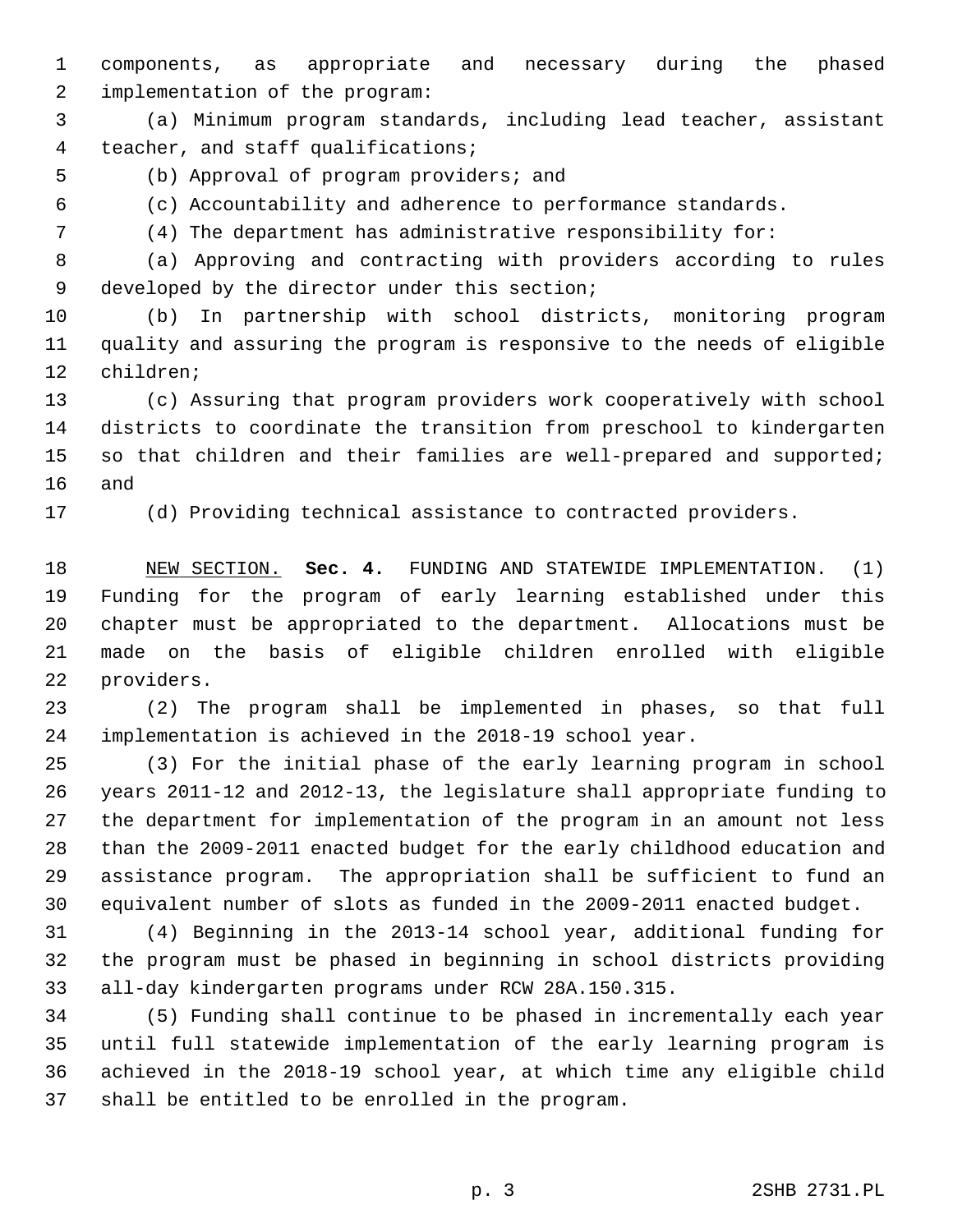components, as appropriate and necessary during the phased implementation of the program:

(a) Minimum program standards, including lead teacher, assistant teacher, and staff qualifications;

(b) Approval of program providers; and

(c) Accountability and adherence to performance standards.

(4) The department has administrative responsibility for:

(a) Approving and contracting with providers according to rules developed by the director under this section;

(b) In partnership with school districts, monitoring program quality and assuring the program is responsive to the needs of eligible children;

(c) Assuring that program providers work cooperatively with school districts to coordinate the transition from preschool to kindergarten so that children and their families are well-prepared and supported; and

(d) Providing technical assistance to contracted providers.

NEW SECTION. **Sec. 4.** FUNDING AND STATEWIDE IMPLEMENTATION. (1) Funding for the program of early learning established under this chapter must be appropriated to the department. Allocations must be made on the basis of eligible children enrolled with eligible providers.

(2) The program shall be implemented in phases, so that full implementation is achieved in the 2018-19 school year.

(3) For the initial phase of the early learning program in school years 2011-12 and 2012-13, the legislature shall appropriate funding to the department for implementation of the program in an amount not less than the 2009-2011 enacted budget for the early childhood education and assistance program. The appropriation shall be sufficient to fund an equivalent number of slots as funded in the 2009-2011 enacted budget.

(4) Beginning in the 2013-14 school year, additional funding for the program must be phased in beginning in school districts providing all-day kindergarten programs under RCW 28A.150.315.

(5) Funding shall continue to be phased in incrementally each year until full statewide implementation of the early learning program is achieved in the 2018-19 school year, at which time any eligible child shall be entitled to be enrolled in the program.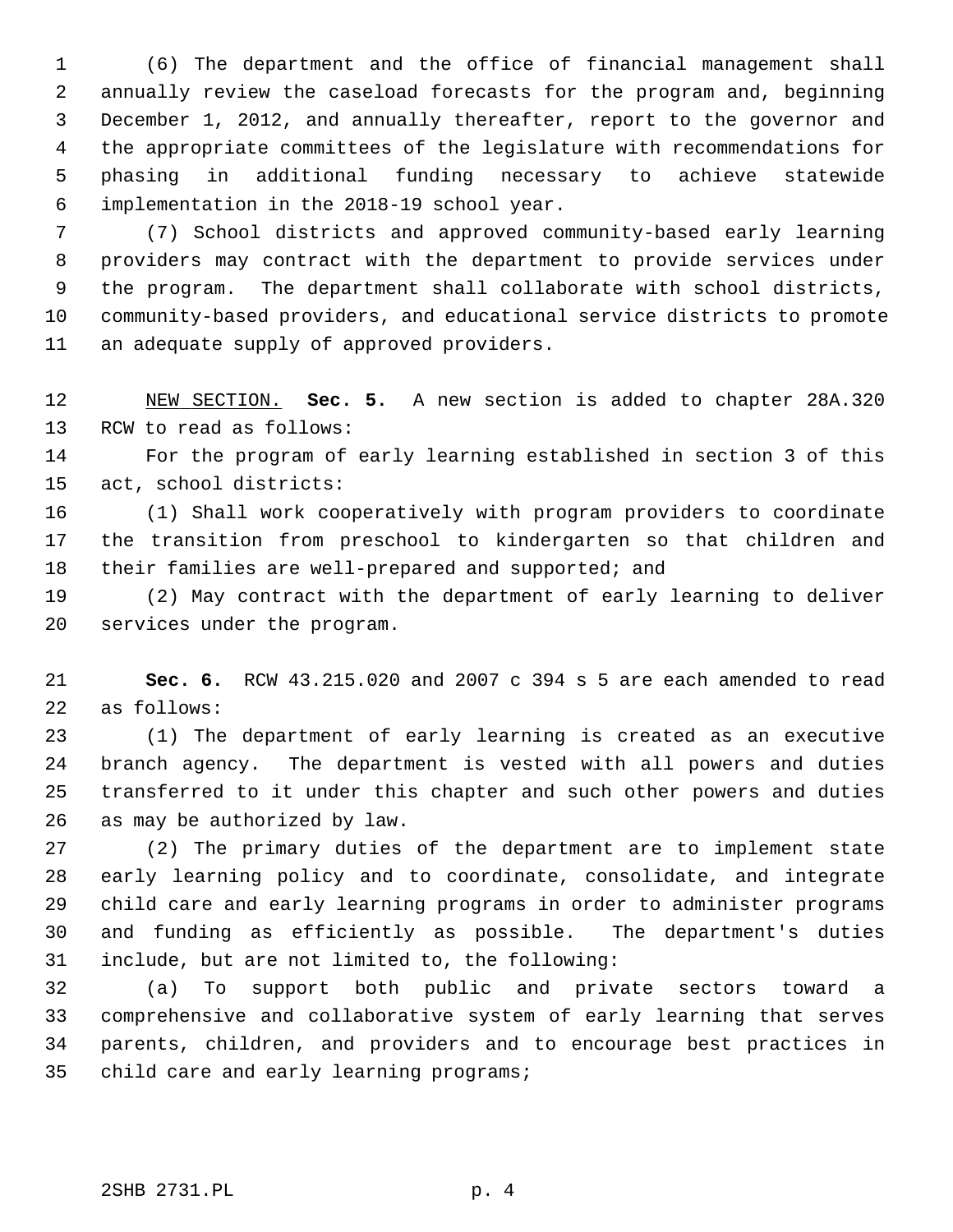(6) The department and the office of financial management shall annually review the caseload forecasts for the program and, beginning December 1, 2012, and annually thereafter, report to the governor and the appropriate committees of the legislature with recommendations for phasing in additional funding necessary to achieve statewide implementation in the 2018-19 school year.

(7) School districts and approved community-based early learning providers may contract with the department to provide services under the program. The department shall collaborate with school districts, community-based providers, and educational service districts to promote an adequate supply of approved providers.

NEW SECTION. **Sec. 5.** A new section is added to chapter 28A.320 RCW to read as follows:

For the program of early learning established in section 3 of this act, school districts:

(1) Shall work cooperatively with program providers to coordinate the transition from preschool to kindergarten so that children and their families are well-prepared and supported; and

(2) May contract with the department of early learning to deliver services under the program.

**Sec. 6.** RCW 43.215.020 and 2007 c 394 s 5 are each amended to read as follows:

(1) The department of early learning is created as an executive branch agency. The department is vested with all powers and duties transferred to it under this chapter and such other powers and duties as may be authorized by law.

(2) The primary duties of the department are to implement state early learning policy and to coordinate, consolidate, and integrate child care and early learning programs in order to administer programs and funding as efficiently as possible. The department's duties include, but are not limited to, the following:

(a) To support both public and private sectors toward a comprehensive and collaborative system of early learning that serves parents, children, and providers and to encourage best practices in child care and early learning programs;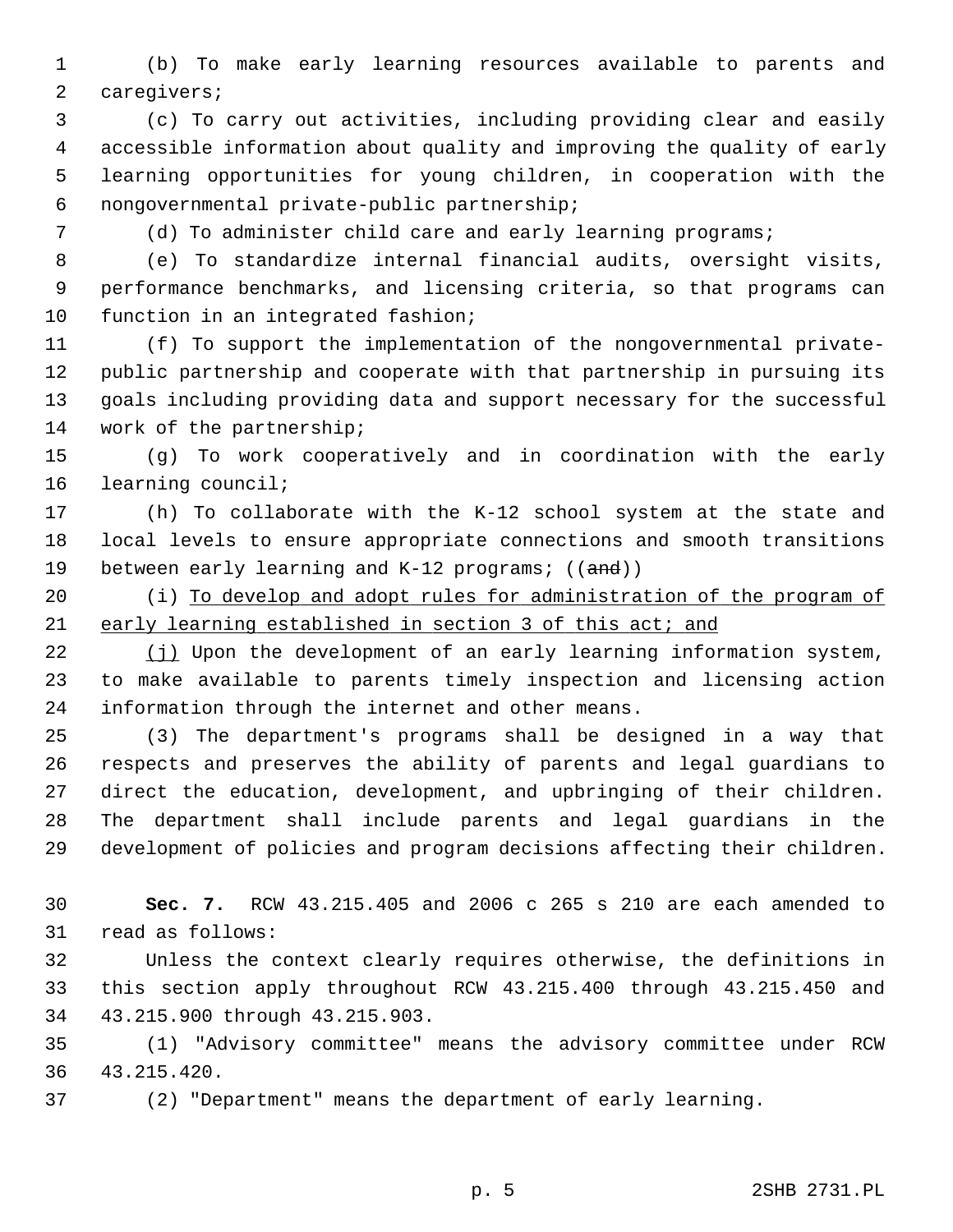(b) To make early learning resources available to parents and caregivers;

(c) To carry out activities, including providing clear and easily accessible information about quality and improving the quality of early learning opportunities for young children, in cooperation with the nongovernmental private-public partnership;

(d) To administer child care and early learning programs;

(e) To standardize internal financial audits, oversight visits, performance benchmarks, and licensing criteria, so that programs can function in an integrated fashion;

(f) To support the implementation of the nongovernmental private-public partnership and cooperate with that partnership in pursuing its goals including providing data and support necessary for the successful work of the partnership;

(g) To work cooperatively and in coordination with the early learning council;

(h) To collaborate with the K-12 school system at the state and local levels to ensure appropriate connections and smooth transitions between early learning and K-12 programs; ((~~and~~))

(i) <u>To develop and adopt rules for administration of the program of early learning established in section 3 of this act; and</u>

<u>(j)</u> Upon the development of an early learning information system, to make available to parents timely inspection and licensing action information through the internet and other means.

(3) The department's programs shall be designed in a way that respects and preserves the ability of parents and legal guardians to direct the education, development, and upbringing of their children. The department shall include parents and legal guardians in the development of policies and program decisions affecting their children.

**Sec. 7.** RCW 43.215.405 and 2006 c 265 s 210 are each amended to read as follows:

Unless the context clearly requires otherwise, the definitions in this section apply throughout RCW 43.215.400 through 43.215.450 and 43.215.900 through 43.215.903.

(1) "Advisory committee" means the advisory committee under RCW 43.215.420.

(2) "Department" means the department of early learning.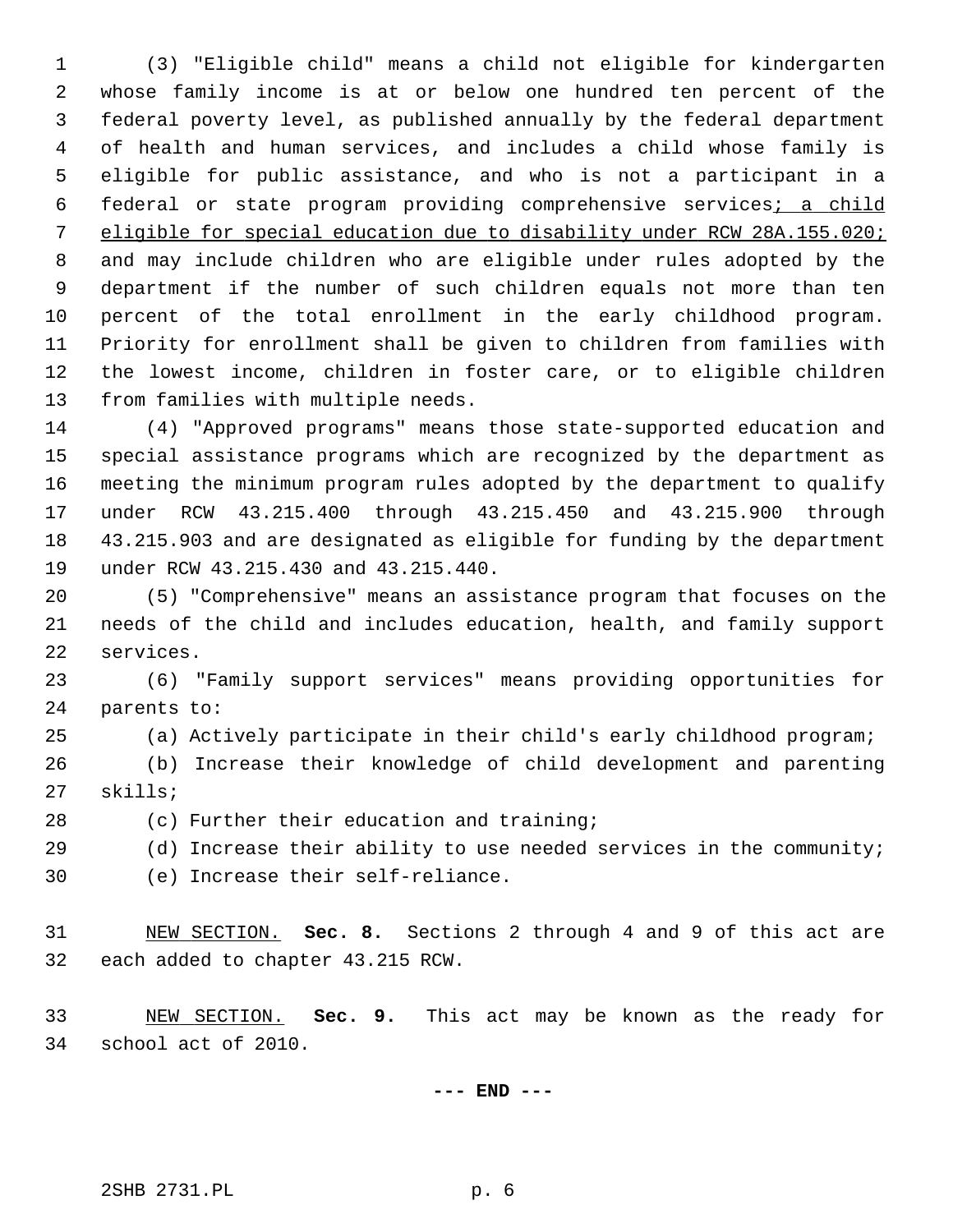(3) "Eligible child" means a child not eligible for kindergarten whose family income is at or below one hundred ten percent of the federal poverty level, as published annually by the federal department of health and human services, and includes a child whose family is eligible for public assistance, and who is not a participant in a federal or state program providing comprehensive services<u>; a child eligible for special education due to disability under RCW 28A.155.020;</u> and may include children who are eligible under rules adopted by the department if the number of such children equals not more than ten percent of the total enrollment in the early childhood program. Priority for enrollment shall be given to children from families with the lowest income, children in foster care, or to eligible children from families with multiple needs.

(4) "Approved programs" means those state-supported education and special assistance programs which are recognized by the department as meeting the minimum program rules adopted by the department to qualify under RCW 43.215.400 through 43.215.450 and 43.215.900 through 43.215.903 and are designated as eligible for funding by the department under RCW 43.215.430 and 43.215.440.

(5) "Comprehensive" means an assistance program that focuses on the needs of the child and includes education, health, and family support services.

(6) "Family support services" means providing opportunities for parents to:

(a) Actively participate in their child's early childhood program;

(b) Increase their knowledge of child development and parenting skills;

(c) Further their education and training;

(d) Increase their ability to use needed services in the community;

(e) Increase their self-reliance.

<u>NEW SECTION.</u> **Sec. 8.** Sections 2 through 4 and 9 of this act are each added to chapter 43.215 RCW.

<u>NEW SECTION.</u> **Sec. 9.** This act may be known as the ready for school act of 2010.

**--- END ---**